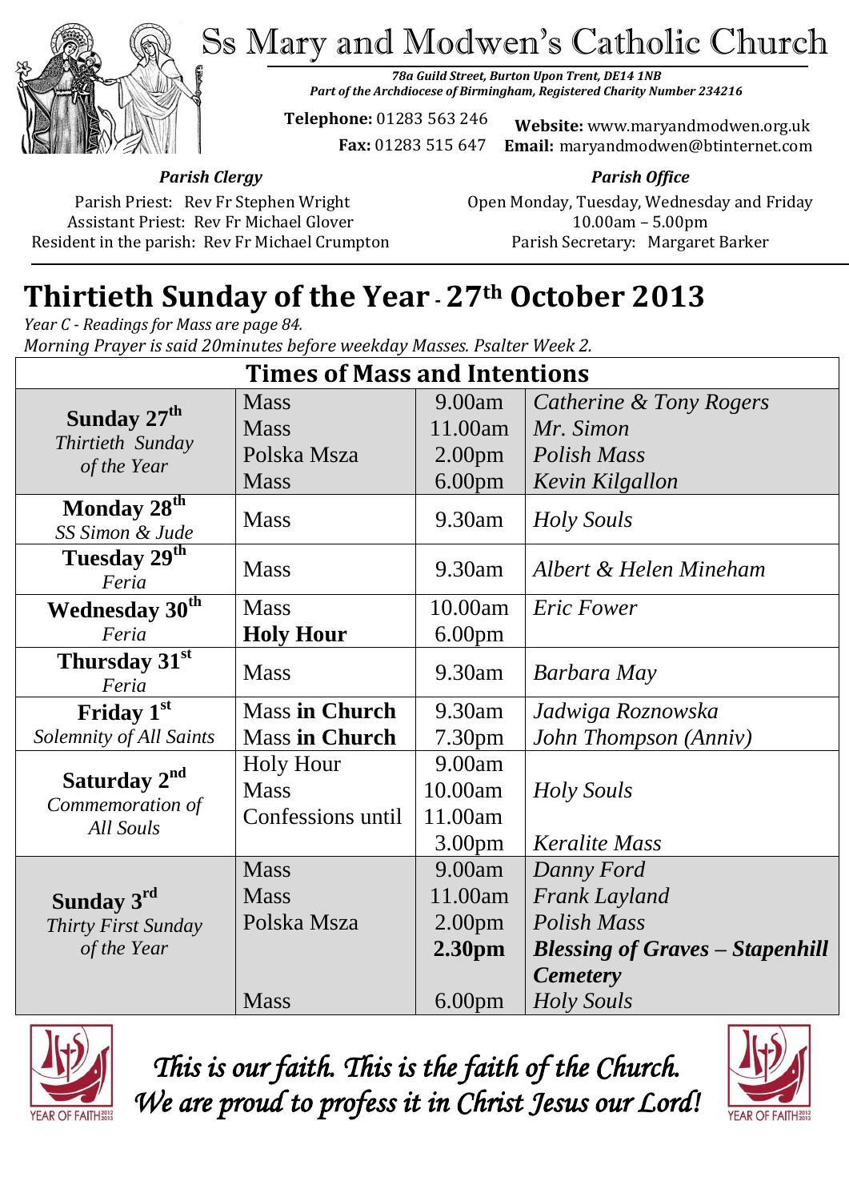# Ss Mary and Modwen's Catholic Church

***78a Guild Street, Burton Upon Trent, DE14 1NB***
***Part of the Archdiocese of Birmingham, Registered Charity Number 234216***

**Telephone:** 01283 563 246
**Fax:** 01283 515 647

**Website:** www.maryandmodwen.org.uk
**Email:** maryandmodwen@btinternet.com

***Parish Clergy***

Parish Priest: Rev Fr Stephen Wright
Assistant Priest: Rev Fr Michael Glover
Resident in the parish: Rev Fr Michael Crumpton

***Parish Office***

Open Monday, Tuesday, Wednesday and Friday
10.00am – 5.00pm
Parish Secretary: Margaret Barker

## Thirtieth Sunday of the Year - 27th October 2013

*Year C - Readings for Mass are page 84.*
*Morning Prayer is said 20minutes before weekday Masses. Psalter Week 2.*

| **Times of Mass and Intentions** | | | |
|---|---|---|---|
| **Sunday 27th** *Thirtieth Sunday of the Year* | Mass | 9.00am | *Catherine & Tony Rogers* |
| | Mass | 11.00am | *Mr. Simon* |
| | Polska Msza | 2.00pm | *Polish Mass* |
| | Mass | 6.00pm | *Kevin Kilgallon* |
| **Monday 28th** *SS Simon & Jude* | Mass | 9.30am | *Holy Souls* |
| **Tuesday 29th** *Feria* | Mass | 9.30am | *Albert & Helen Mineham* |
| **Wednesday 30th** *Feria* | Mass | 10.00am | *Eric Fower* |
| | **Holy Hour** | 6.00pm | |
| **Thursday 31st** *Feria* | Mass | 9.30am | *Barbara May* |
| **Friday 1st** *Solemnity of All Saints* | Mass **in Church** | 9.30am | *Jadwiga Roznowska* |
| | Mass **in Church** | 7.30pm | *John Thompson (Anniv)* |
| **Saturday 2nd** *Commemoration of All Souls* | Holy Hour | 9.00am | |
| | Mass | 10.00am | *Holy Souls* |
| | Confessions until | 11.00am | |
| | | 3.00pm | *Keralite Mass* |
| **Sunday 3rd** *Thirty First Sunday of the Year* | Mass | 9.00am | *Danny Ford* |
| | Mass | 11.00am | *Frank Layland* |
| | Polska Msza | 2.00pm | *Polish Mass* |
| | | **2.30pm** | ***Blessing of Graves – Stapenhill Cemetery*** |
| | Mass | 6.00pm | *Holy Souls* |

*This is our faith. This is the faith of the Church.*
*We are proud to profess it in Christ Jesus our Lord!*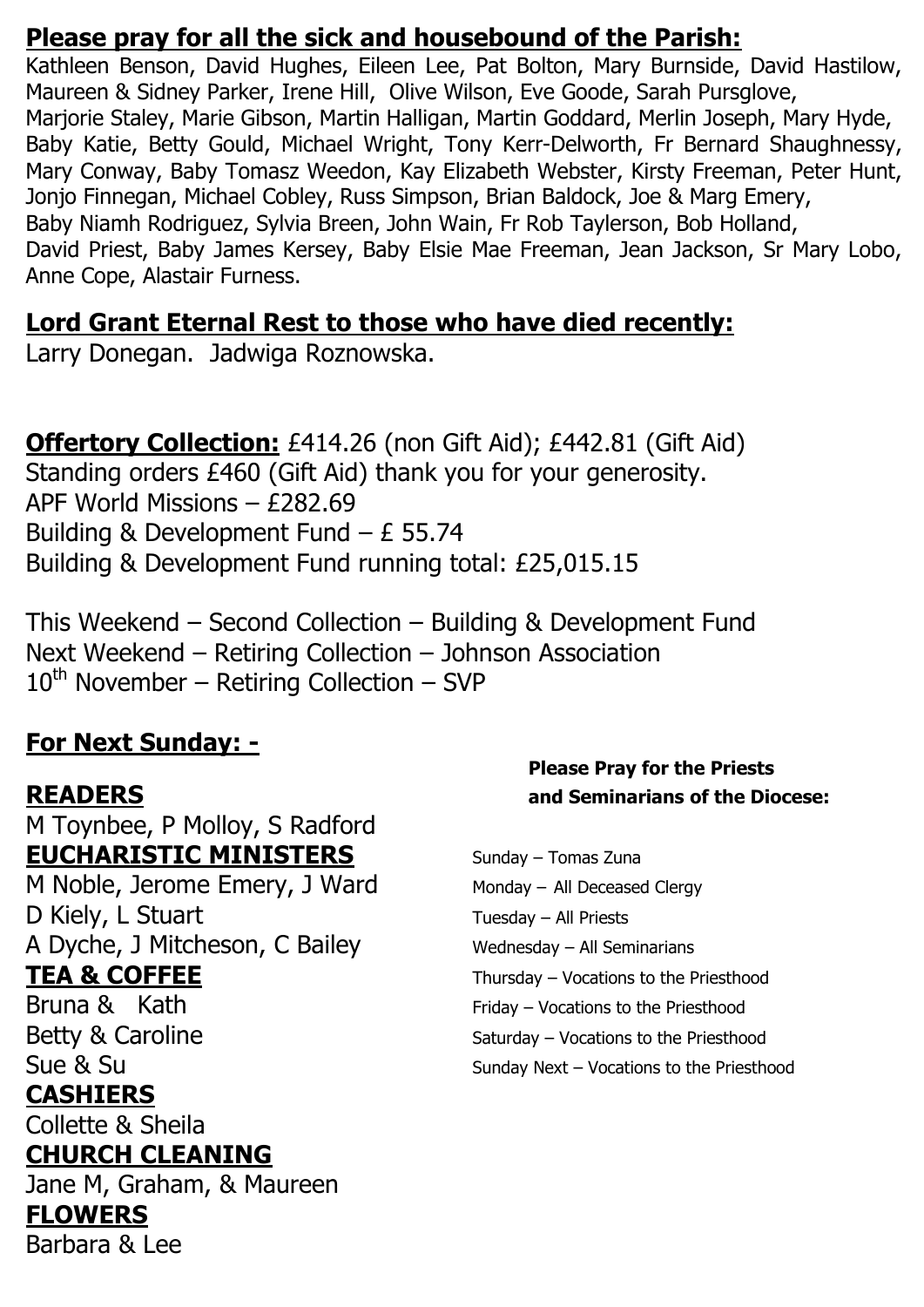## Please pray for all the sick and housebound of the Parish:

Kathleen Benson, David Hughes, Eileen Lee, Pat Bolton, Mary Burnside, David Hastilow, Maureen & Sidney Parker, Irene Hill, Olive Wilson, Eve Goode, Sarah Pursglove, Marjorie Staley, Marie Gibson, Martin Halligan, Martin Goddard, Merlin Joseph, Mary Hyde, Baby Katie, Betty Gould, Michael Wright, Tony Kerr-Delworth, Fr Bernard Shaughnessy, Mary Conway, Baby Tomasz Weedon, Kay Elizabeth Webster, Kirsty Freeman, Peter Hunt, Jonjo Finnegan, Michael Cobley, Russ Simpson, Brian Baldock, Joe & Marg Emery, Baby Niamh Rodriguez, Sylvia Breen, John Wain, Fr Rob Taylerson, Bob Holland, David Priest, Baby James Kersey, Baby Elsie Mae Freeman, Jean Jackson, Sr Mary Lobo, Anne Cope, Alastair Furness.

## Lord Grant Eternal Rest to those who have died recently:

Larry Donegan. Jadwiga Roznowska.

**Offertory Collection:** £414.26 (non Gift Aid); £442.81 (Gift Aid)
Standing orders £460 (Gift Aid) thank you for your generosity.
APF World Missions – £282.69
Building & Development Fund – £ 55.74
Building & Development Fund running total: £25,015.15

This Weekend – Second Collection – Building & Development Fund
Next Weekend – Retiring Collection – Johnson Association
10th November – Retiring Collection – SVP

## For Next Sunday: -

**READERS**
M Toynbee, P Molloy, S Radford

**EUCHARISTIC MINISTERS**
M Noble, Jerome Emery, J Ward
D Kiely, L Stuart
A Dyche, J Mitcheson, C Bailey

**TEA & COFFEE**
Bruna & Kath
Betty & Caroline
Sue & Su

**CASHIERS**
Collette & Sheila

**CHURCH CLEANING**
Jane M, Graham, & Maureen

**FLOWERS**
Barbara & Lee

**Please Pray for the Priests and Seminarians of the Diocese:**

Sunday – Tomas Zuna
Monday – All Deceased Clergy
Tuesday – All Priests
Wednesday – All Seminarians
Thursday – Vocations to the Priesthood
Friday – Vocations to the Priesthood
Saturday – Vocations to the Priesthood
Sunday Next – Vocations to the Priesthood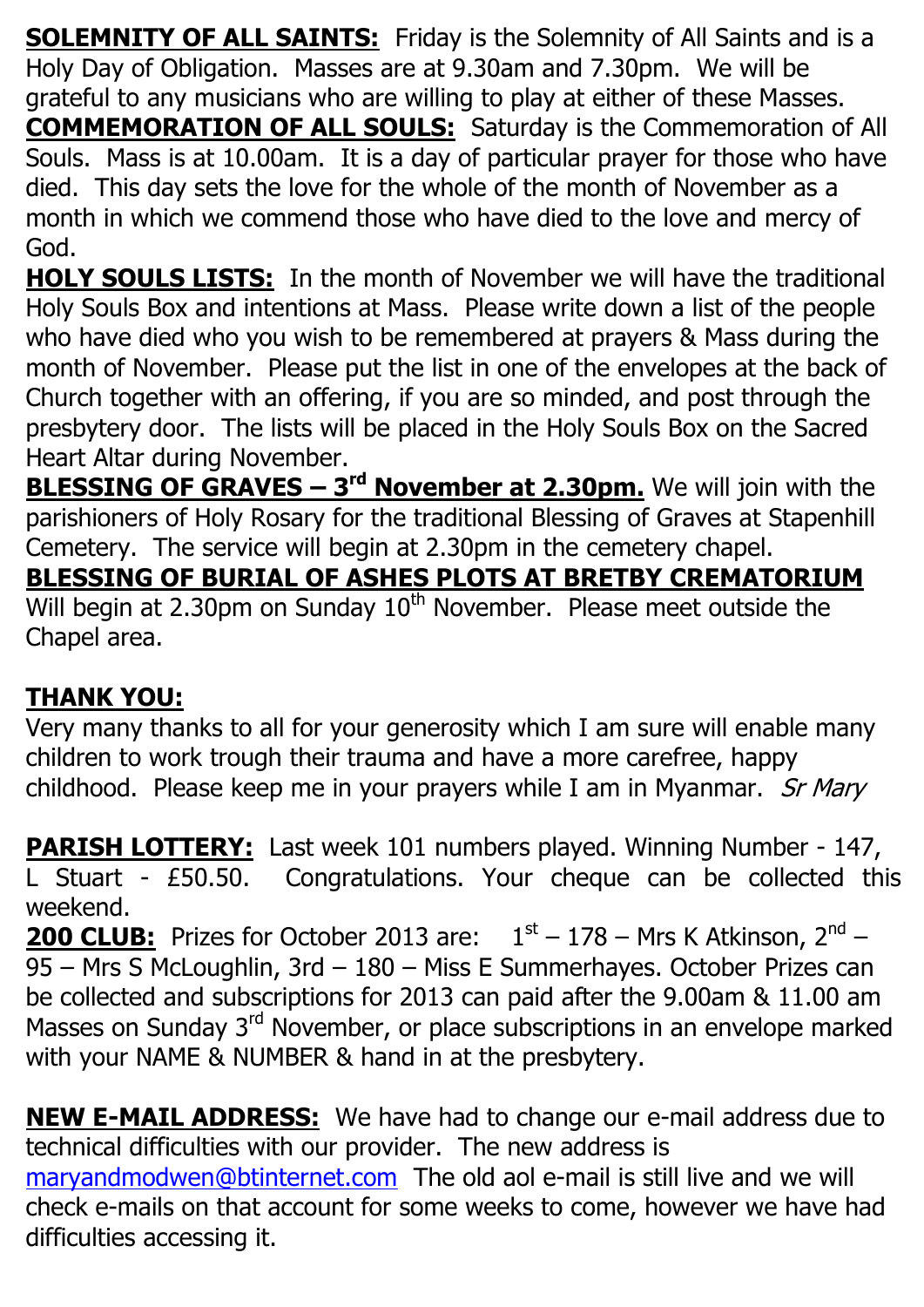**SOLEMNITY OF ALL SAINTS:** Friday is the Solemnity of All Saints and is a Holy Day of Obligation. Masses are at 9.30am and 7.30pm. We will be grateful to any musicians who are willing to play at either of these Masses.

**COMMEMORATION OF ALL SOULS:** Saturday is the Commemoration of All Souls. Mass is at 10.00am. It is a day of particular prayer for those who have died. This day sets the love for the whole of the month of November as a month in which we commend those who have died to the love and mercy of God.

**HOLY SOULS LISTS:** In the month of November we will have the traditional Holy Souls Box and intentions at Mass. Please write down a list of the people who have died who you wish to be remembered at prayers & Mass during the month of November. Please put the list in one of the envelopes at the back of Church together with an offering, if you are so minded, and post through the presbytery door. The lists will be placed in the Holy Souls Box on the Sacred Heart Altar during November.

**BLESSING OF GRAVES – 3rd November at 2.30pm.** We will join with the parishioners of Holy Rosary for the traditional Blessing of Graves at Stapenhill Cemetery. The service will begin at 2.30pm in the cemetery chapel.

**BLESSING OF BURIAL OF ASHES PLOTS AT BRETBY CREMATORIUM**
Will begin at 2.30pm on Sunday 10th November. Please meet outside the Chapel area.

**THANK YOU:**
Very many thanks to all for your generosity which I am sure will enable many children to work trough their trauma and have a more carefree, happy childhood. Please keep me in your prayers while I am in Myanmar. *Sr Mary*

**PARISH LOTTERY:** Last week 101 numbers played. Winning Number - 147, L Stuart - £50.50. Congratulations. Your cheque can be collected this weekend.

**200 CLUB:** Prizes for October 2013 are: 1st – 178 – Mrs K Atkinson, 2nd – 95 – Mrs S McLoughlin, 3rd – 180 – Miss E Summerhayes. October Prizes can be collected and subscriptions for 2013 can paid after the 9.00am & 11.00 am Masses on Sunday 3rd November, or place subscriptions in an envelope marked with your NAME & NUMBER & hand in at the presbytery.

**NEW E-MAIL ADDRESS:** We have had to change our e-mail address due to technical difficulties with our provider. The new address is maryandmodwen@btinternet.com The old aol e-mail is still live and we will check e-mails on that account for some weeks to come, however we have had difficulties accessing it.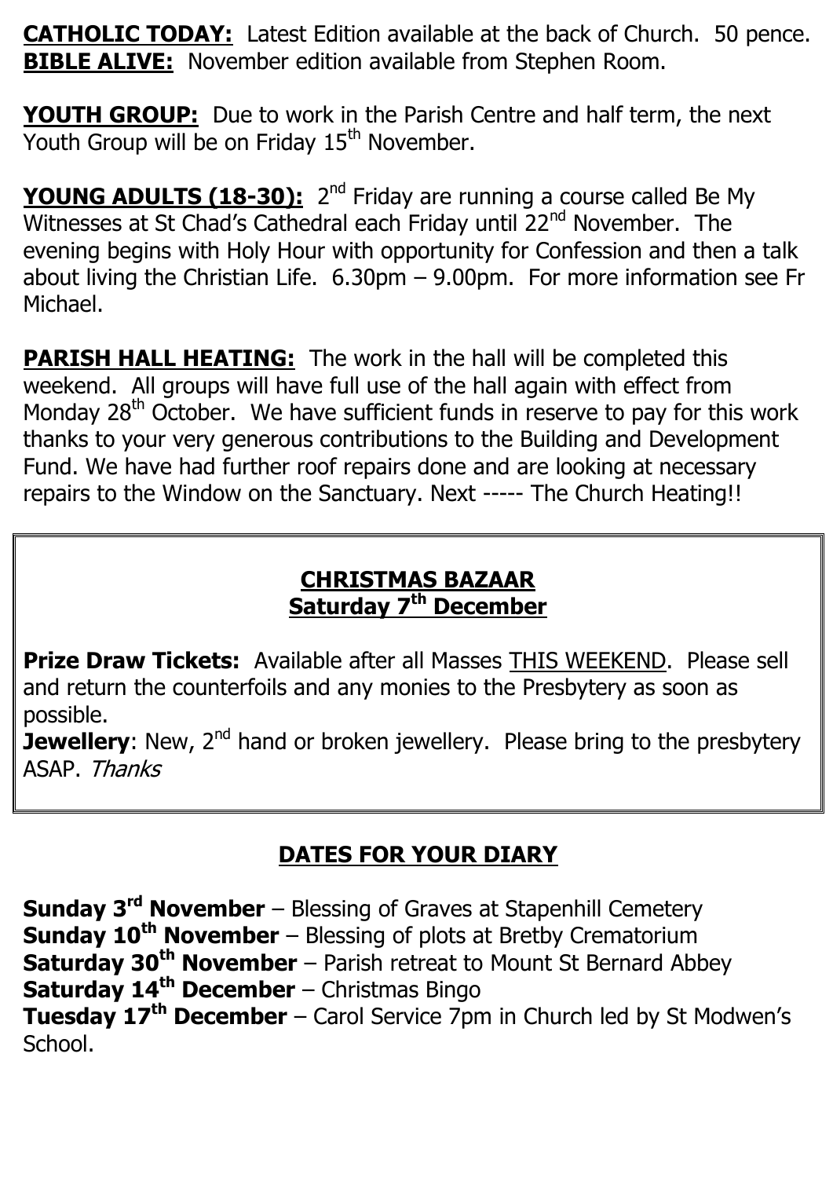**CATHOLIC TODAY:** Latest Edition available at the back of Church. 50 pence.
**BIBLE ALIVE:** November edition available from Stephen Room.

**YOUTH GROUP:** Due to work in the Parish Centre and half term, the next Youth Group will be on Friday 15th November.

**YOUNG ADULTS (18-30):** 2nd Friday are running a course called Be My Witnesses at St Chad's Cathedral each Friday until 22nd November. The evening begins with Holy Hour with opportunity for Confession and then a talk about living the Christian Life. 6.30pm – 9.00pm. For more information see Fr Michael.

**PARISH HALL HEATING:** The work in the hall will be completed this weekend. All groups will have full use of the hall again with effect from Monday 28th October. We have sufficient funds in reserve to pay for this work thanks to your very generous contributions to the Building and Development Fund. We have had further roof repairs done and are looking at necessary repairs to the Window on the Sanctuary. Next ----- The Church Heating!!

## CHRISTMAS BAZAAR
## Saturday 7th December

**Prize Draw Tickets:** Available after all Masses THIS WEEKEND. Please sell and return the counterfoils and any monies to the Presbytery as soon as possible.
**Jewellery**: New, 2nd hand or broken jewellery. Please bring to the presbytery ASAP. *Thanks*

## DATES FOR YOUR DIARY

**Sunday 3rd November** – Blessing of Graves at Stapenhill Cemetery
**Sunday 10th November** – Blessing of plots at Bretby Crematorium
**Saturday 30th November** – Parish retreat to Mount St Bernard Abbey
**Saturday 14th December** – Christmas Bingo
**Tuesday 17th December** – Carol Service 7pm in Church led by St Modwen's School.